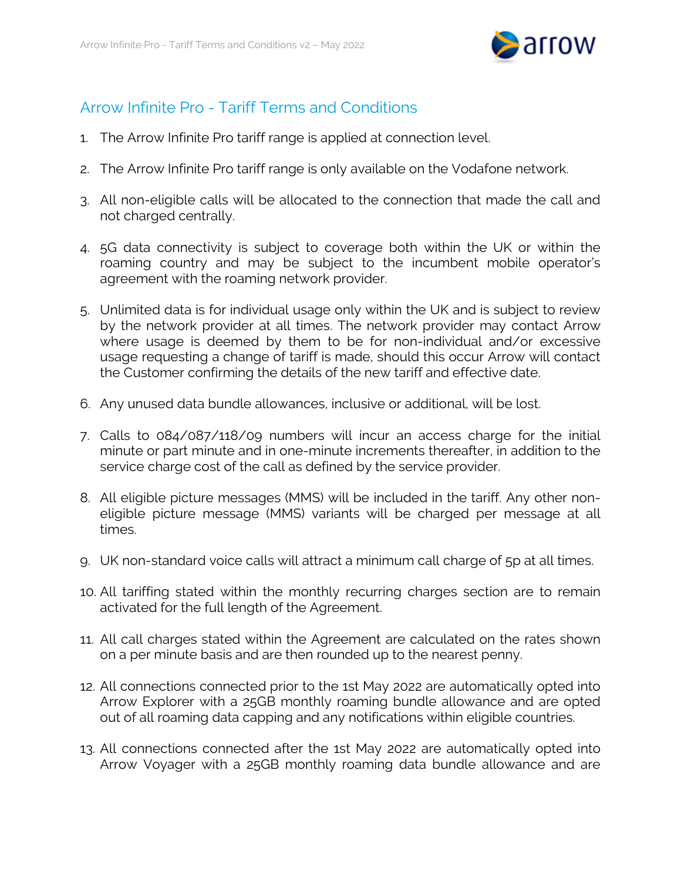# Arrow Infinite Pro - Tariff Terms and Conditions

1. The Arrow Infinite Pro tariff range is applied at connection level.

2. The Arrow Infinite Pro tariff range is only available on the Vodafone network.

3. All non-eligible calls will be allocated to the connection that made the call and not charged centrally.

4. 5G data connectivity is subject to coverage both within the UK or within the roaming country and may be subject to the incumbent mobile operator's agreement with the roaming network provider.

5. Unlimited data is for individual usage only within the UK and is subject to review by the network provider at all times. The network provider may contact Arrow where usage is deemed by them to be for non-individual and/or excessive usage requesting a change of tariff is made, should this occur Arrow will contact the Customer confirming the details of the new tariff and effective date.

6. Any unused data bundle allowances, inclusive or additional, will be lost.

7. Calls to 084/087/118/09 numbers will incur an access charge for the initial minute or part minute and in one-minute increments thereafter, in addition to the service charge cost of the call as defined by the service provider.

8. All eligible picture messages (MMS) will be included in the tariff. Any other non-eligible picture message (MMS) variants will be charged per message at all times.

9. UK non-standard voice calls will attract a minimum call charge of 5p at all times.

10. All tariffing stated within the monthly recurring charges section are to remain activated for the full length of the Agreement.

11. All call charges stated within the Agreement are calculated on the rates shown on a per minute basis and are then rounded up to the nearest penny.

12. All connections connected prior to the 1st May 2022 are automatically opted into Arrow Explorer with a 25GB monthly roaming bundle allowance and are opted out of all roaming data capping and any notifications within eligible countries.

13. All connections connected after the 1st May 2022 are automatically opted into Arrow Voyager with a 25GB monthly roaming data bundle allowance and are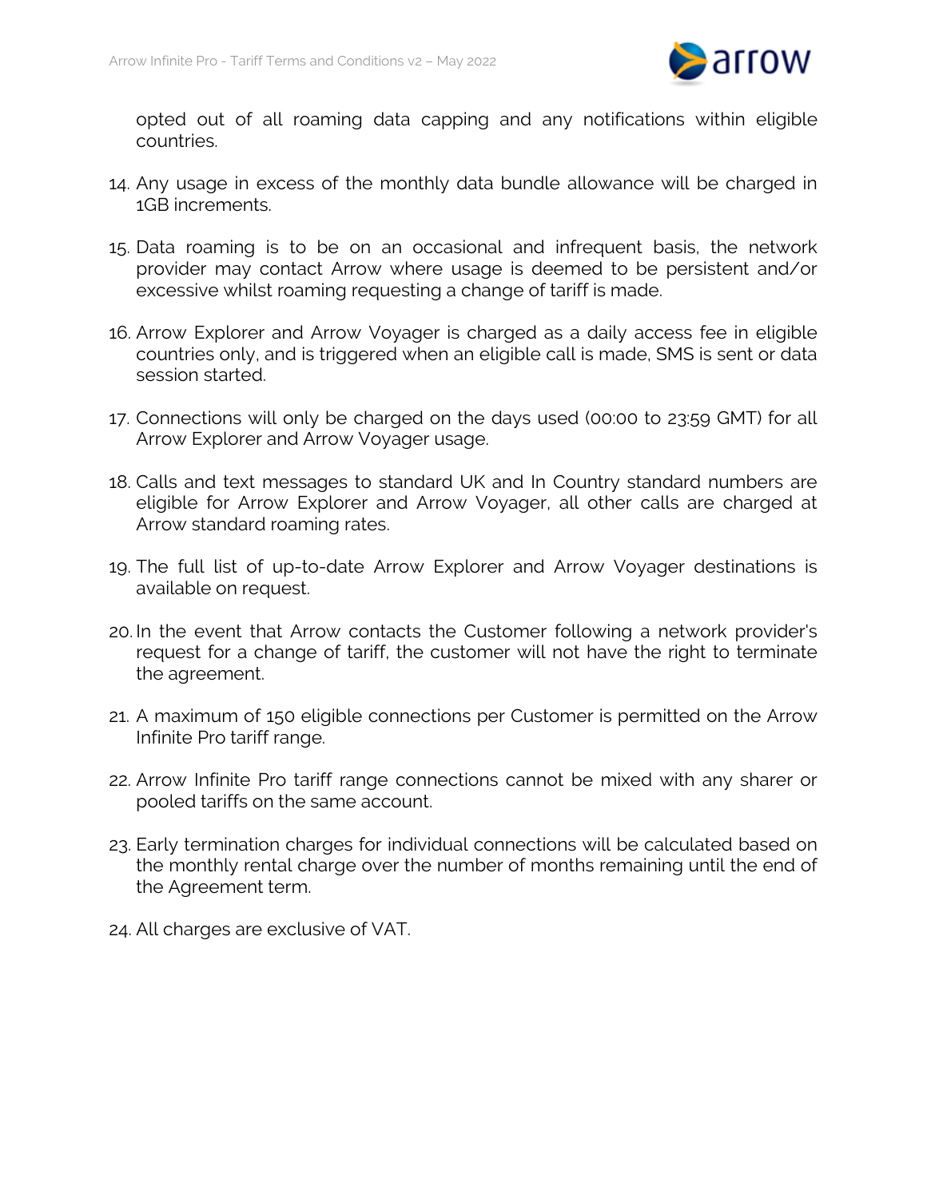opted out of all roaming data capping and any notifications within eligible countries.

14. Any usage in excess of the monthly data bundle allowance will be charged in 1GB increments.

15. Data roaming is to be on an occasional and infrequent basis, the network provider may contact Arrow where usage is deemed to be persistent and/or excessive whilst roaming requesting a change of tariff is made.

16. Arrow Explorer and Arrow Voyager is charged as a daily access fee in eligible countries only, and is triggered when an eligible call is made, SMS is sent or data session started.

17. Connections will only be charged on the days used (00:00 to 23:59 GMT) for all Arrow Explorer and Arrow Voyager usage.

18. Calls and text messages to standard UK and In Country standard numbers are eligible for Arrow Explorer and Arrow Voyager, all other calls are charged at Arrow standard roaming rates.

19. The full list of up-to-date Arrow Explorer and Arrow Voyager destinations is available on request.

20. In the event that Arrow contacts the Customer following a network provider's request for a change of tariff, the customer will not have the right to terminate the agreement.

21. A maximum of 150 eligible connections per Customer is permitted on the Arrow Infinite Pro tariff range.

22. Arrow Infinite Pro tariff range connections cannot be mixed with any sharer or pooled tariffs on the same account.

23. Early termination charges for individual connections will be calculated based on the monthly rental charge over the number of months remaining until the end of the Agreement term.

24. All charges are exclusive of VAT.